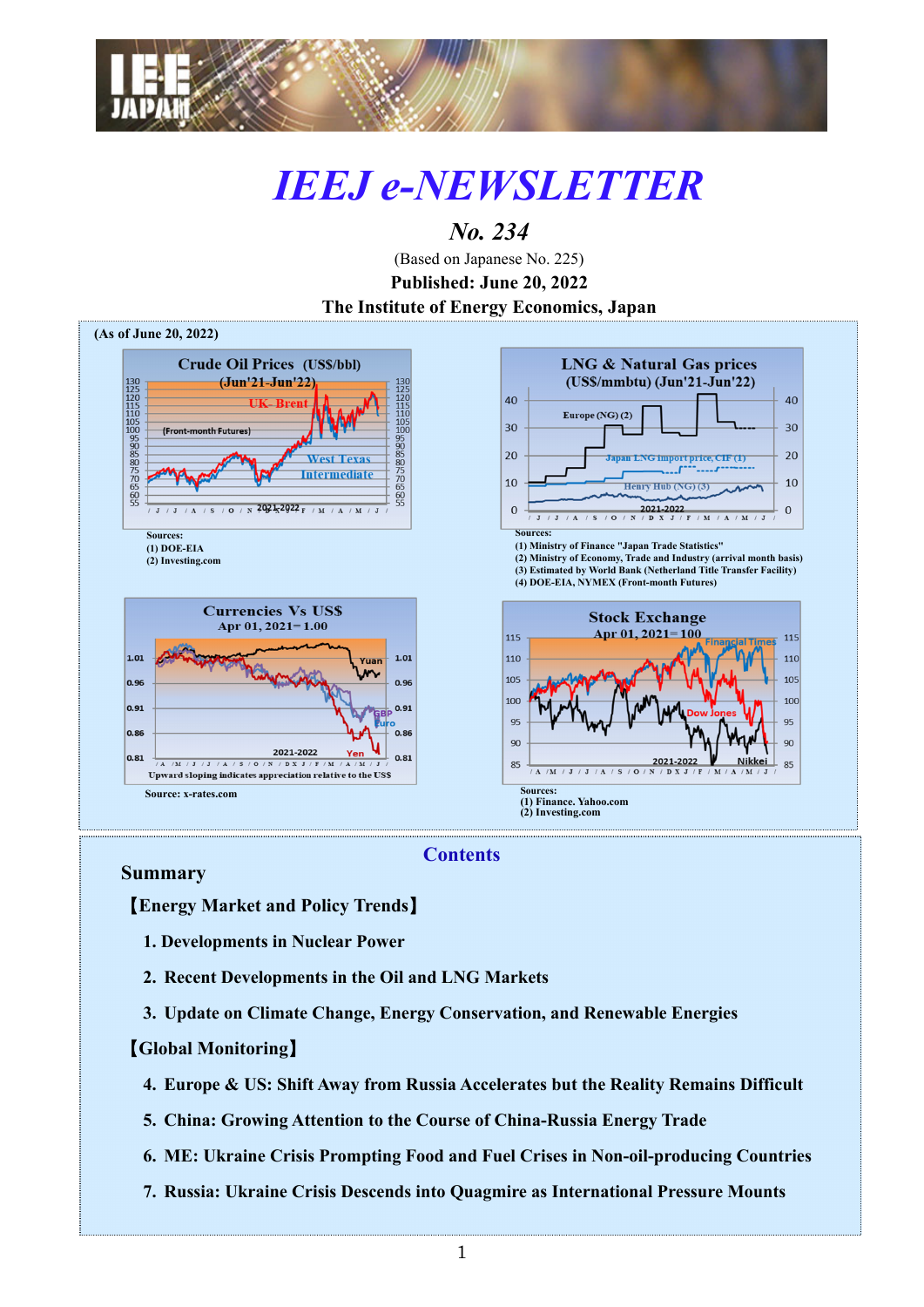# *IEEJ e-NEWSLETTER*

## *No. 234*

(Based on Japanese No. 225)

**Published: June 20, 2022**

**The Institute of Energy Economics, Japan**

**(As of June 20, 2022)**

**Crude Oil Prices (US$/bbl) (Jun'21-Jun'22)**

Sources:
(1) DOE-EIA
(2) Investing.com

**LNG & Natural Gas prices (US$/mmbtu) (Jun'21-Jun'22)**

Sources:
(1) Ministry of Finance "Japan Trade Statistics"
(2) Ministry of Economy, Trade and Industry (arrival month basis)
(3) Estimated by World Bank (Netherland Title Transfer Facility)
(4) DOE-EIA, NYMEX (Front-month Futures)

**Currencies Vs US$ Apr 01, 2021= 1.00**

Upward sloping indicates appreciation relative to the US$

Source: x-rates.com

**Stock Exchange Apr 01, 2021= 100**

Sources:
(1) Finance. Yahoo.com
(2) Investing.com

## Contents

**Summary**

**【Energy Market and Policy Trends】**

1. **Developments in Nuclear Power**
2. **Recent Developments in the Oil and LNG Markets**
3. **Update on Climate Change, Energy Conservation, and Renewable Energies**

**【Global Monitoring】**

4. **Europe & US: Shift Away from Russia Accelerates but the Reality Remains Difficult**
5. **China: Growing Attention to the Course of China-Russia Energy Trade**
6. **ME: Ukraine Crisis Prompting Food and Fuel Crises in Non-oil-producing Countries**
7. **Russia: Ukraine Crisis Descends into Quagmire as International Pressure Mounts**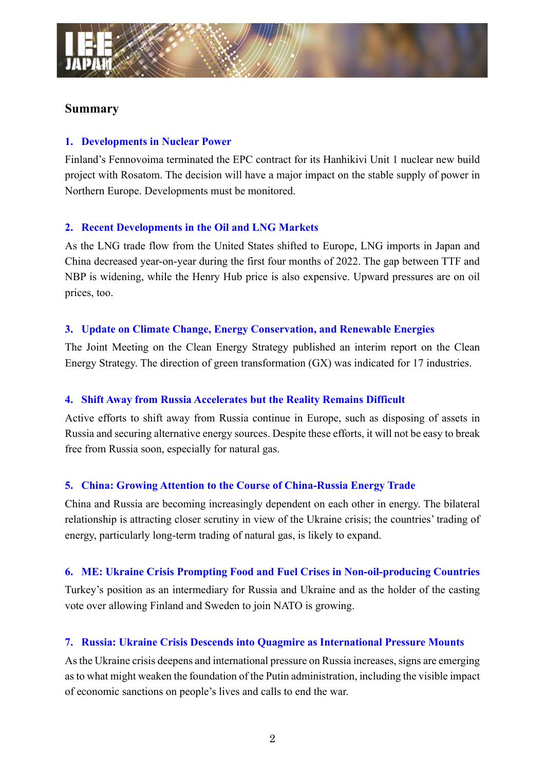## Summary

### 1. Developments in Nuclear Power

Finland's Fennovoima terminated the EPC contract for its Hanhikivi Unit 1 nuclear new build project with Rosatom. The decision will have a major impact on the stable supply of power in Northern Europe. Developments must be monitored.

### 2. Recent Developments in the Oil and LNG Markets

As the LNG trade flow from the United States shifted to Europe, LNG imports in Japan and China decreased year-on-year during the first four months of 2022. The gap between TTF and NBP is widening, while the Henry Hub price is also expensive. Upward pressures are on oil prices, too.

### 3. Update on Climate Change, Energy Conservation, and Renewable Energies

The Joint Meeting on the Clean Energy Strategy published an interim report on the Clean Energy Strategy. The direction of green transformation (GX) was indicated for 17 industries.

### 4. Shift Away from Russia Accelerates but the Reality Remains Difficult

Active efforts to shift away from Russia continue in Europe, such as disposing of assets in Russia and securing alternative energy sources. Despite these efforts, it will not be easy to break free from Russia soon, especially for natural gas.

### 5. China: Growing Attention to the Course of China-Russia Energy Trade

China and Russia are becoming increasingly dependent on each other in energy. The bilateral relationship is attracting closer scrutiny in view of the Ukraine crisis; the countries' trading of energy, particularly long-term trading of natural gas, is likely to expand.

### 6. ME: Ukraine Crisis Prompting Food and Fuel Crises in Non-oil-producing Countries

Turkey's position as an intermediary for Russia and Ukraine and as the holder of the casting vote over allowing Finland and Sweden to join NATO is growing.

### 7. Russia: Ukraine Crisis Descends into Quagmire as International Pressure Mounts

As the Ukraine crisis deepens and international pressure on Russia increases, signs are emerging as to what might weaken the foundation of the Putin administration, including the visible impact of economic sanctions on people's lives and calls to end the war.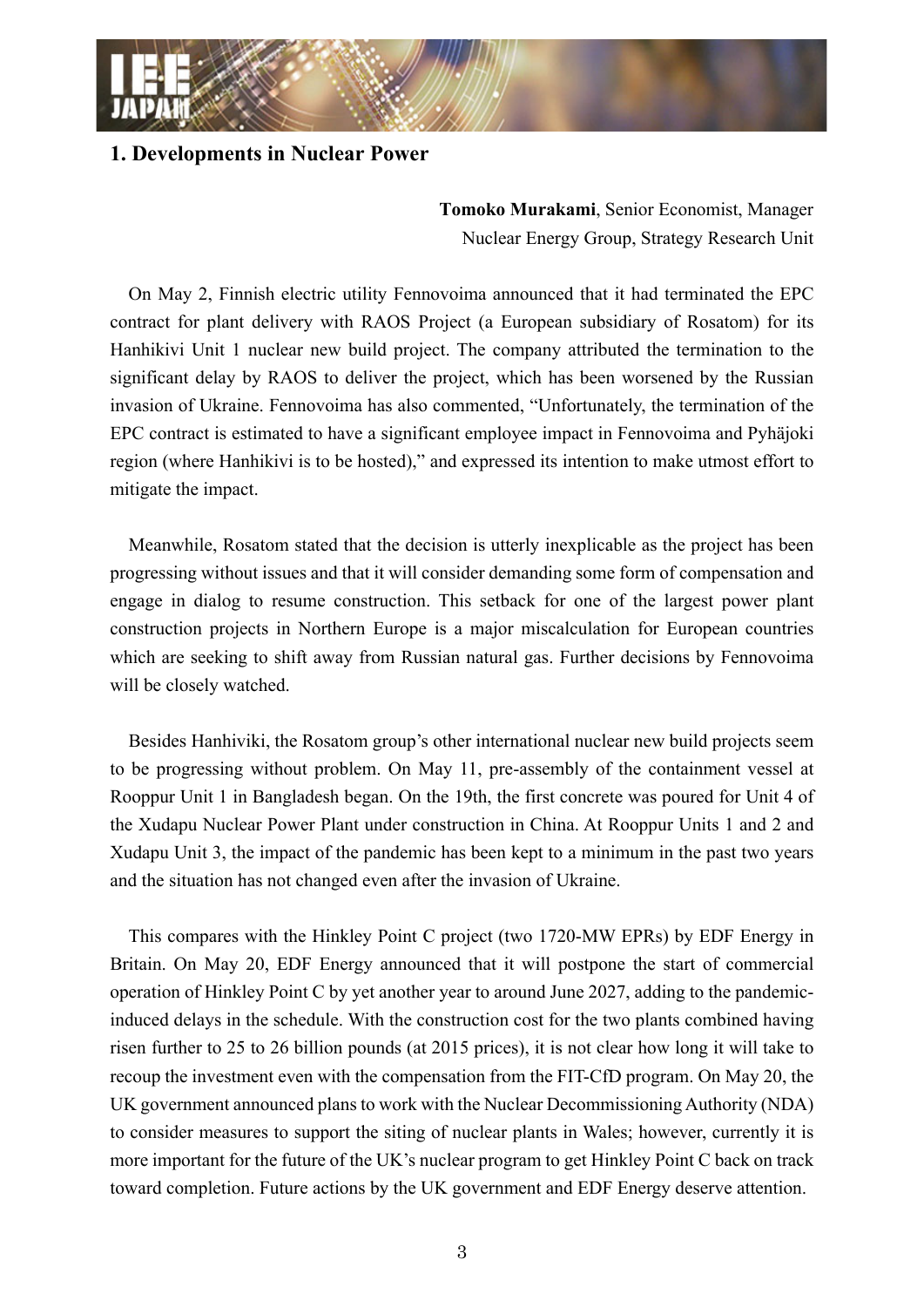## 1. Developments in Nuclear Power

**Tomoko Murakami**, Senior Economist, Manager
Nuclear Energy Group, Strategy Research Unit

On May 2, Finnish electric utility Fennovoima announced that it had terminated the EPC contract for plant delivery with RAOS Project (a European subsidiary of Rosatom) for its Hanhikivi Unit 1 nuclear new build project. The company attributed the termination to the significant delay by RAOS to deliver the project, which has been worsened by the Russian invasion of Ukraine. Fennovoima has also commented, "Unfortunately, the termination of the EPC contract is estimated to have a significant employee impact in Fennovoima and Pyhäjoki region (where Hanhikivi is to be hosted)," and expressed its intention to make utmost effort to mitigate the impact.

Meanwhile, Rosatom stated that the decision is utterly inexplicable as the project has been progressing without issues and that it will consider demanding some form of compensation and engage in dialog to resume construction. This setback for one of the largest power plant construction projects in Northern Europe is a major miscalculation for European countries which are seeking to shift away from Russian natural gas. Further decisions by Fennovoima will be closely watched.

Besides Hanhiviki, the Rosatom group's other international nuclear new build projects seem to be progressing without problem. On May 11, pre-assembly of the containment vessel at Rooppur Unit 1 in Bangladesh began. On the 19th, the first concrete was poured for Unit 4 of the Xudapu Nuclear Power Plant under construction in China. At Rooppur Units 1 and 2 and Xudapu Unit 3, the impact of the pandemic has been kept to a minimum in the past two years and the situation has not changed even after the invasion of Ukraine.

This compares with the Hinkley Point C project (two 1720-MW EPRs) by EDF Energy in Britain. On May 20, EDF Energy announced that it will postpone the start of commercial operation of Hinkley Point C by yet another year to around June 2027, adding to the pandemic-induced delays in the schedule. With the construction cost for the two plants combined having risen further to 25 to 26 billion pounds (at 2015 prices), it is not clear how long it will take to recoup the investment even with the compensation from the FIT-CfD program. On May 20, the UK government announced plans to work with the Nuclear Decommissioning Authority (NDA) to consider measures to support the siting of nuclear plants in Wales; however, currently it is more important for the future of the UK's nuclear program to get Hinkley Point C back on track toward completion. Future actions by the UK government and EDF Energy deserve attention.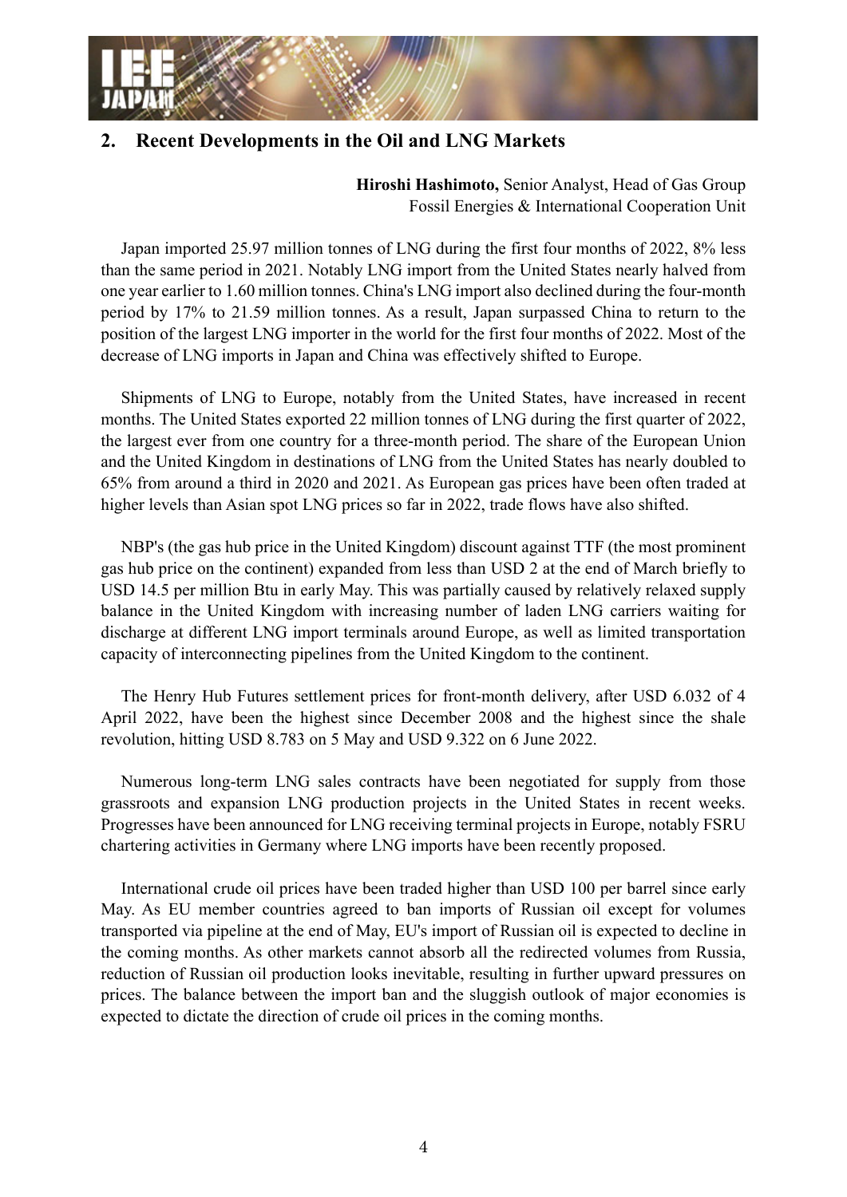## 2. Recent Developments in the Oil and LNG Markets

**Hiroshi Hashimoto,** Senior Analyst, Head of Gas Group
Fossil Energies & International Cooperation Unit

Japan imported 25.97 million tonnes of LNG during the first four months of 2022, 8% less than the same period in 2021. Notably LNG import from the United States nearly halved from one year earlier to 1.60 million tonnes. China's LNG import also declined during the four-month period by 17% to 21.59 million tonnes. As a result, Japan surpassed China to return to the position of the largest LNG importer in the world for the first four months of 2022. Most of the decrease of LNG imports in Japan and China was effectively shifted to Europe.

Shipments of LNG to Europe, notably from the United States, have increased in recent months. The United States exported 22 million tonnes of LNG during the first quarter of 2022, the largest ever from one country for a three-month period. The share of the European Union and the United Kingdom in destinations of LNG from the United States has nearly doubled to 65% from around a third in 2020 and 2021. As European gas prices have been often traded at higher levels than Asian spot LNG prices so far in 2022, trade flows have also shifted.

NBP's (the gas hub price in the United Kingdom) discount against TTF (the most prominent gas hub price on the continent) expanded from less than USD 2 at the end of March briefly to USD 14.5 per million Btu in early May. This was partially caused by relatively relaxed supply balance in the United Kingdom with increasing number of laden LNG carriers waiting for discharge at different LNG import terminals around Europe, as well as limited transportation capacity of interconnecting pipelines from the United Kingdom to the continent.

The Henry Hub Futures settlement prices for front-month delivery, after USD 6.032 of 4 April 2022, have been the highest since December 2008 and the highest since the shale revolution, hitting USD 8.783 on 5 May and USD 9.322 on 6 June 2022.

Numerous long-term LNG sales contracts have been negotiated for supply from those grassroots and expansion LNG production projects in the United States in recent weeks. Progresses have been announced for LNG receiving terminal projects in Europe, notably FSRU chartering activities in Germany where LNG imports have been recently proposed.

International crude oil prices have been traded higher than USD 100 per barrel since early May. As EU member countries agreed to ban imports of Russian oil except for volumes transported via pipeline at the end of May, EU's import of Russian oil is expected to decline in the coming months. As other markets cannot absorb all the redirected volumes from Russia, reduction of Russian oil production looks inevitable, resulting in further upward pressures on prices. The balance between the import ban and the sluggish outlook of major economies is expected to dictate the direction of crude oil prices in the coming months.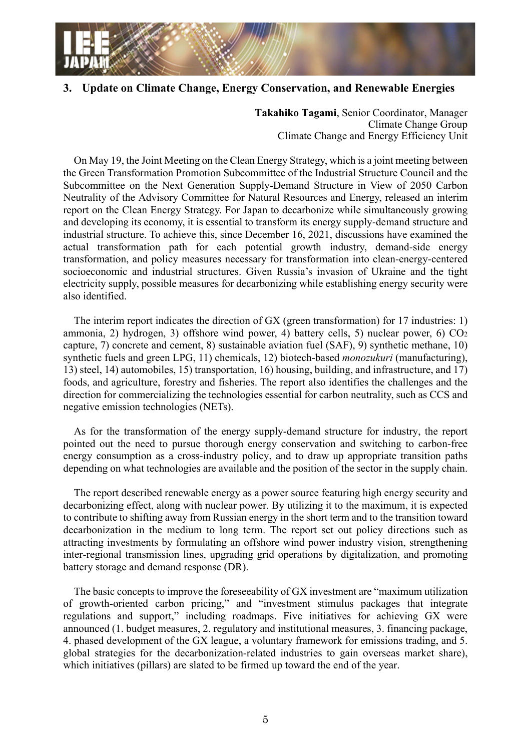## 3. Update on Climate Change, Energy Conservation, and Renewable Energies

**Takahiko Tagami**, Senior Coordinator, Manager
Climate Change Group
Climate Change and Energy Efficiency Unit

On May 19, the Joint Meeting on the Clean Energy Strategy, which is a joint meeting between the Green Transformation Promotion Subcommittee of the Industrial Structure Council and the Subcommittee on the Next Generation Supply-Demand Structure in View of 2050 Carbon Neutrality of the Advisory Committee for Natural Resources and Energy, released an interim report on the Clean Energy Strategy. For Japan to decarbonize while simultaneously growing and developing its economy, it is essential to transform its energy supply-demand structure and industrial structure. To achieve this, since December 16, 2021, discussions have examined the actual transformation path for each potential growth industry, demand-side energy transformation, and policy measures necessary for transformation into clean-energy-centered socioeconomic and industrial structures. Given Russia's invasion of Ukraine and the tight electricity supply, possible measures for decarbonizing while establishing energy security were also identified.

The interim report indicates the direction of GX (green transformation) for 17 industries: 1) ammonia, 2) hydrogen, 3) offshore wind power, 4) battery cells, 5) nuclear power, 6) $CO_2$ capture, 7) concrete and cement, 8) sustainable aviation fuel (SAF), 9) synthetic methane, 10) synthetic fuels and green LPG, 11) chemicals, 12) biotech-based *monozukuri* (manufacturing), 13) steel, 14) automobiles, 15) transportation, 16) housing, building, and infrastructure, and 17) foods, and agriculture, forestry and fisheries. The report also identifies the challenges and the direction for commercializing the technologies essential for carbon neutrality, such as CCS and negative emission technologies (NETs).

As for the transformation of the energy supply-demand structure for industry, the report pointed out the need to pursue thorough energy conservation and switching to carbon-free energy consumption as a cross-industry policy, and to draw up appropriate transition paths depending on what technologies are available and the position of the sector in the supply chain.

The report described renewable energy as a power source featuring high energy security and decarbonizing effect, along with nuclear power. By utilizing it to the maximum, it is expected to contribute to shifting away from Russian energy in the short term and to the transition toward decarbonization in the medium to long term. The report set out policy directions such as attracting investments by formulating an offshore wind power industry vision, strengthening inter-regional transmission lines, upgrading grid operations by digitalization, and promoting battery storage and demand response (DR).

The basic concepts to improve the foreseeability of GX investment are "maximum utilization of growth-oriented carbon pricing," and "investment stimulus packages that integrate regulations and support," including roadmaps. Five initiatives for achieving GX were announced (1. budget measures, 2. regulatory and institutional measures, 3. financing package, 4. phased development of the GX league, a voluntary framework for emissions trading, and 5. global strategies for the decarbonization-related industries to gain overseas market share), which initiatives (pillars) are slated to be firmed up toward the end of the year.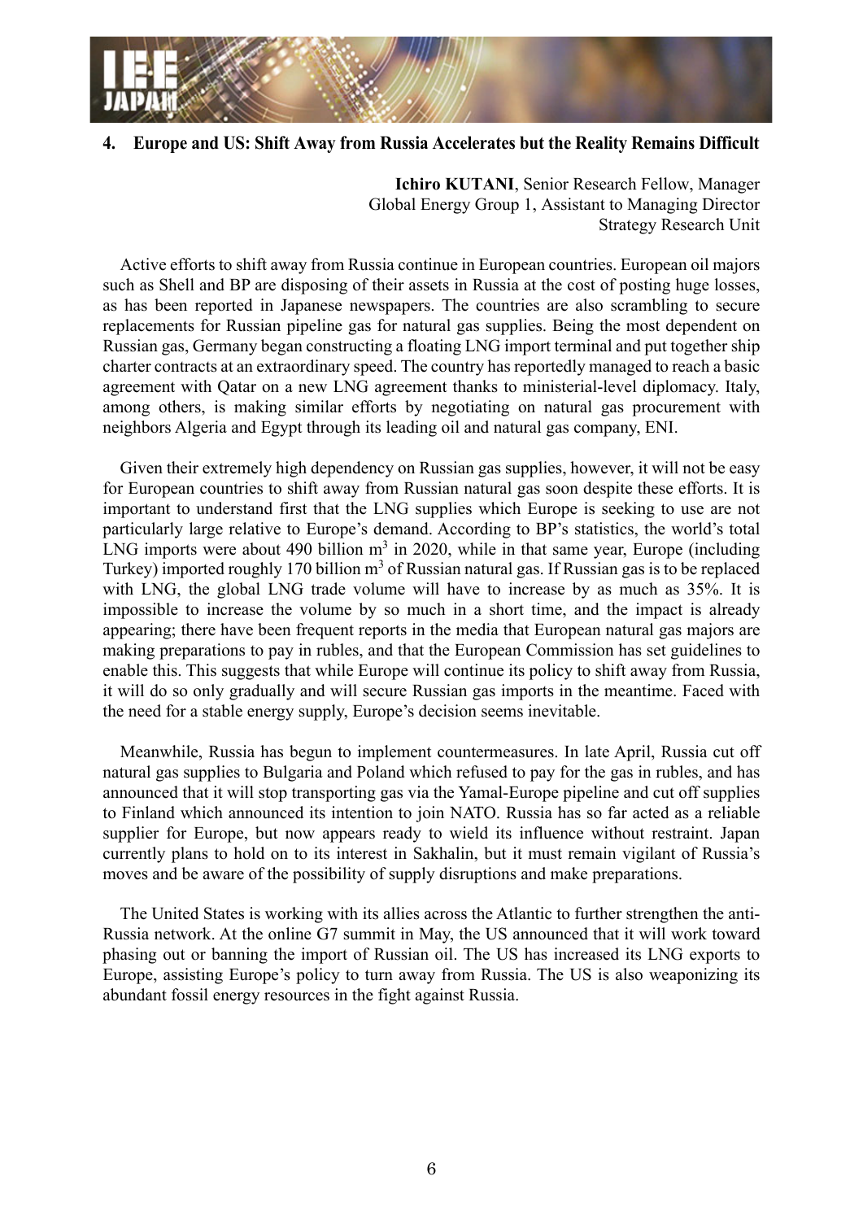## 4. Europe and US: Shift Away from Russia Accelerates but the Reality Remains Difficult

**Ichiro KUTANI**, Senior Research Fellow, Manager  
Global Energy Group 1, Assistant to Managing Director  
Strategy Research Unit

Active efforts to shift away from Russia continue in European countries. European oil majors such as Shell and BP are disposing of their assets in Russia at the cost of posting huge losses, as has been reported in Japanese newspapers. The countries are also scrambling to secure replacements for Russian pipeline gas for natural gas supplies. Being the most dependent on Russian gas, Germany began constructing a floating LNG import terminal and put together ship charter contracts at an extraordinary speed. The country has reportedly managed to reach a basic agreement with Qatar on a new LNG agreement thanks to ministerial-level diplomacy. Italy, among others, is making similar efforts by negotiating on natural gas procurement with neighbors Algeria and Egypt through its leading oil and natural gas company, ENI.

Given their extremely high dependency on Russian gas supplies, however, it will not be easy for European countries to shift away from Russian natural gas soon despite these efforts. It is important to understand first that the LNG supplies which Europe is seeking to use are not particularly large relative to Europe's demand. According to BP's statistics, the world's total LNG imports were about 490 billion $m^3$ in 2020, while in that same year, Europe (including Turkey) imported roughly 170 billion $m^3$ of Russian natural gas. If Russian gas is to be replaced with LNG, the global LNG trade volume will have to increase by as much as 35%. It is impossible to increase the volume by so much in a short time, and the impact is already appearing; there have been frequent reports in the media that European natural gas majors are making preparations to pay in rubles, and that the European Commission has set guidelines to enable this. This suggests that while Europe will continue its policy to shift away from Russia, it will do so only gradually and will secure Russian gas imports in the meantime. Faced with the need for a stable energy supply, Europe's decision seems inevitable.

Meanwhile, Russia has begun to implement countermeasures. In late April, Russia cut off natural gas supplies to Bulgaria and Poland which refused to pay for the gas in rubles, and has announced that it will stop transporting gas via the Yamal-Europe pipeline and cut off supplies to Finland which announced its intention to join NATO. Russia has so far acted as a reliable supplier for Europe, but now appears ready to wield its influence without restraint. Japan currently plans to hold on to its interest in Sakhalin, but it must remain vigilant of Russia's moves and be aware of the possibility of supply disruptions and make preparations.

The United States is working with its allies across the Atlantic to further strengthen the anti-Russia network. At the online G7 summit in May, the US announced that it will work toward phasing out or banning the import of Russian oil. The US has increased its LNG exports to Europe, assisting Europe's policy to turn away from Russia. The US is also weaponizing its abundant fossil energy resources in the fight against Russia.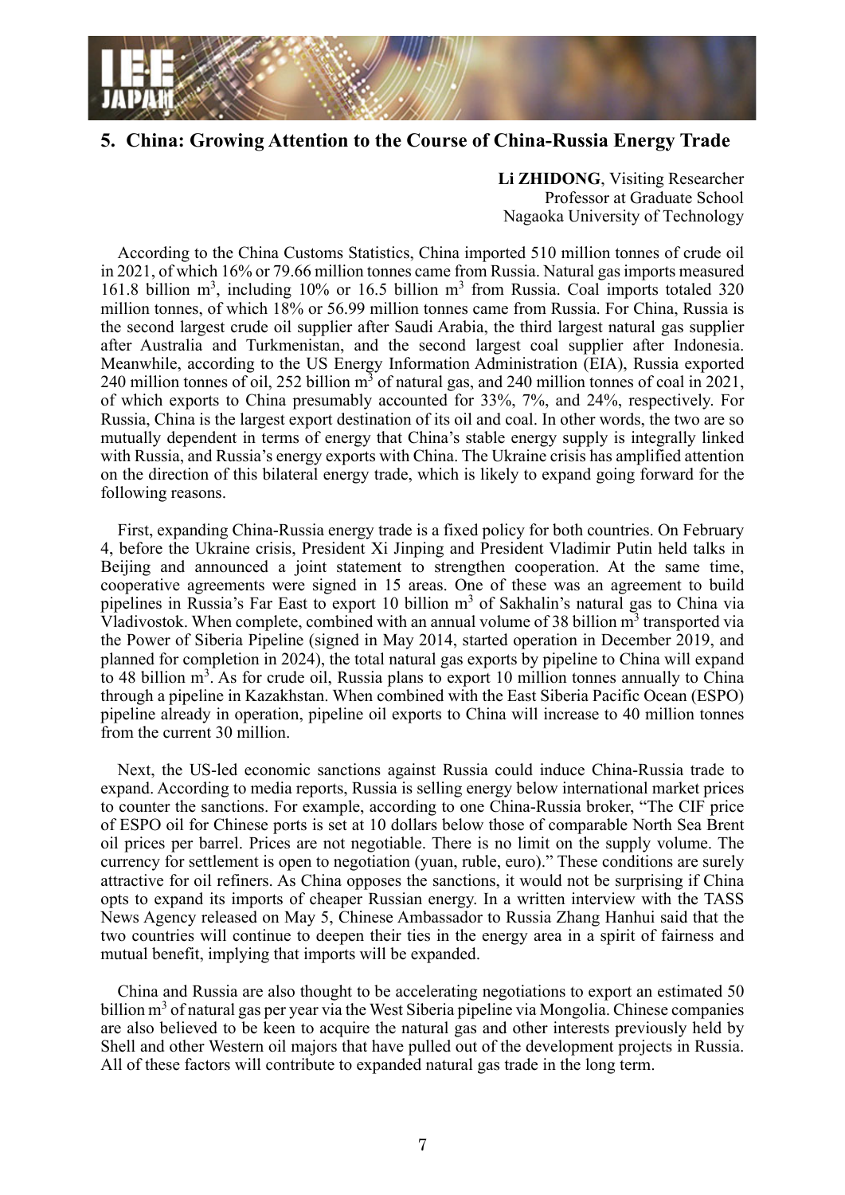## 5. China: Growing Attention to the Course of China-Russia Energy Trade

**Li ZHIDONG**, Visiting Researcher
Professor at Graduate School
Nagaoka University of Technology

According to the China Customs Statistics, China imported 510 million tonnes of crude oil in 2021, of which 16% or 79.66 million tonnes came from Russia. Natural gas imports measured 161.8 billion $m^3$, including 10% or 16.5 billion $m^3$ from Russia. Coal imports totaled 320 million tonnes, of which 18% or 56.99 million tonnes came from Russia. For China, Russia is the second largest crude oil supplier after Saudi Arabia, the third largest natural gas supplier after Australia and Turkmenistan, and the second largest coal supplier after Indonesia. Meanwhile, according to the US Energy Information Administration (EIA), Russia exported 240 million tonnes of oil, 252 billion $m^3$ of natural gas, and 240 million tonnes of coal in 2021, of which exports to China presumably accounted for 33%, 7%, and 24%, respectively. For Russia, China is the largest export destination of its oil and coal. In other words, the two are so mutually dependent in terms of energy that China's stable energy supply is integrally linked with Russia, and Russia's energy exports with China. The Ukraine crisis has amplified attention on the direction of this bilateral energy trade, which is likely to expand going forward for the following reasons.

First, expanding China-Russia energy trade is a fixed policy for both countries. On February 4, before the Ukraine crisis, President Xi Jinping and President Vladimir Putin held talks in Beijing and announced a joint statement to strengthen cooperation. At the same time, cooperative agreements were signed in 15 areas. One of these was an agreement to build pipelines in Russia's Far East to export 10 billion $m^3$ of Sakhalin's natural gas to China via Vladivostok. When complete, combined with an annual volume of 38 billion $m^3$ transported via the Power of Siberia Pipeline (signed in May 2014, started operation in December 2019, and planned for completion in 2024), the total natural gas exports by pipeline to China will expand to 48 billion $m^3$. As for crude oil, Russia plans to export 10 million tonnes annually to China through a pipeline in Kazakhstan. When combined with the East Siberia Pacific Ocean (ESPO) pipeline already in operation, pipeline oil exports to China will increase to 40 million tonnes from the current 30 million.

Next, the US-led economic sanctions against Russia could induce China-Russia trade to expand. According to media reports, Russia is selling energy below international market prices to counter the sanctions. For example, according to one China-Russia broker, "The CIF price of ESPO oil for Chinese ports is set at 10 dollars below those of comparable North Sea Brent oil prices per barrel. Prices are not negotiable. There is no limit on the supply volume. The currency for settlement is open to negotiation (yuan, ruble, euro)." These conditions are surely attractive for oil refiners. As China opposes the sanctions, it would not be surprising if China opts to expand its imports of cheaper Russian energy. In a written interview with the TASS News Agency released on May 5, Chinese Ambassador to Russia Zhang Hanhui said that the two countries will continue to deepen their ties in the energy area in a spirit of fairness and mutual benefit, implying that imports will be expanded.

China and Russia are also thought to be accelerating negotiations to export an estimated 50 billion $m^3$ of natural gas per year via the West Siberia pipeline via Mongolia. Chinese companies are also believed to be keen to acquire the natural gas and other interests previously held by Shell and other Western oil majors that have pulled out of the development projects in Russia. All of these factors will contribute to expanded natural gas trade in the long term.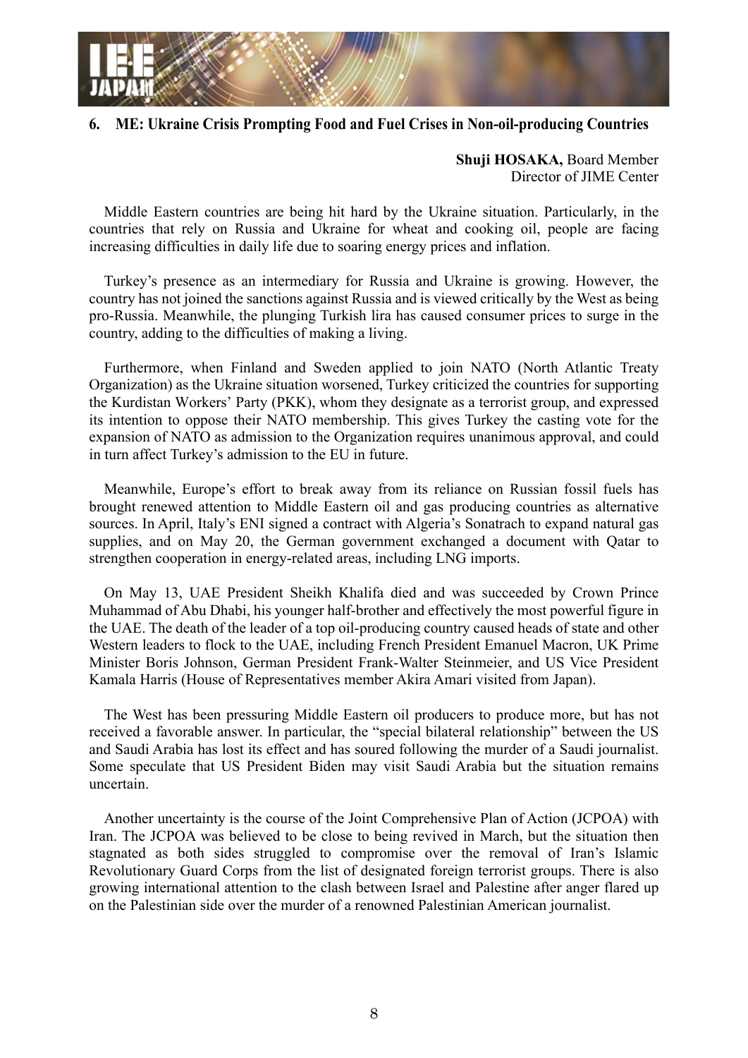## 6. ME: Ukraine Crisis Prompting Food and Fuel Crises in Non-oil-producing Countries

**Shuji HOSAKA,** Board Member
Director of JIME Center

Middle Eastern countries are being hit hard by the Ukraine situation. Particularly, in the countries that rely on Russia and Ukraine for wheat and cooking oil, people are facing increasing difficulties in daily life due to soaring energy prices and inflation.

Turkey's presence as an intermediary for Russia and Ukraine is growing. However, the country has not joined the sanctions against Russia and is viewed critically by the West as being pro-Russia. Meanwhile, the plunging Turkish lira has caused consumer prices to surge in the country, adding to the difficulties of making a living.

Furthermore, when Finland and Sweden applied to join NATO (North Atlantic Treaty Organization) as the Ukraine situation worsened, Turkey criticized the countries for supporting the Kurdistan Workers' Party (PKK), whom they designate as a terrorist group, and expressed its intention to oppose their NATO membership. This gives Turkey the casting vote for the expansion of NATO as admission to the Organization requires unanimous approval, and could in turn affect Turkey's admission to the EU in future.

Meanwhile, Europe's effort to break away from its reliance on Russian fossil fuels has brought renewed attention to Middle Eastern oil and gas producing countries as alternative sources. In April, Italy's ENI signed a contract with Algeria's Sonatrach to expand natural gas supplies, and on May 20, the German government exchanged a document with Qatar to strengthen cooperation in energy-related areas, including LNG imports.

On May 13, UAE President Sheikh Khalifa died and was succeeded by Crown Prince Muhammad of Abu Dhabi, his younger half-brother and effectively the most powerful figure in the UAE. The death of the leader of a top oil-producing country caused heads of state and other Western leaders to flock to the UAE, including French President Emanuel Macron, UK Prime Minister Boris Johnson, German President Frank-Walter Steinmeier, and US Vice President Kamala Harris (House of Representatives member Akira Amari visited from Japan).

The West has been pressuring Middle Eastern oil producers to produce more, but has not received a favorable answer. In particular, the "special bilateral relationship" between the US and Saudi Arabia has lost its effect and has soured following the murder of a Saudi journalist. Some speculate that US President Biden may visit Saudi Arabia but the situation remains uncertain.

Another uncertainty is the course of the Joint Comprehensive Plan of Action (JCPOA) with Iran. The JCPOA was believed to be close to being revived in March, but the situation then stagnated as both sides struggled to compromise over the removal of Iran's Islamic Revolutionary Guard Corps from the list of designated foreign terrorist groups. There is also growing international attention to the clash between Israel and Palestine after anger flared up on the Palestinian side over the murder of a renowned Palestinian American journalist.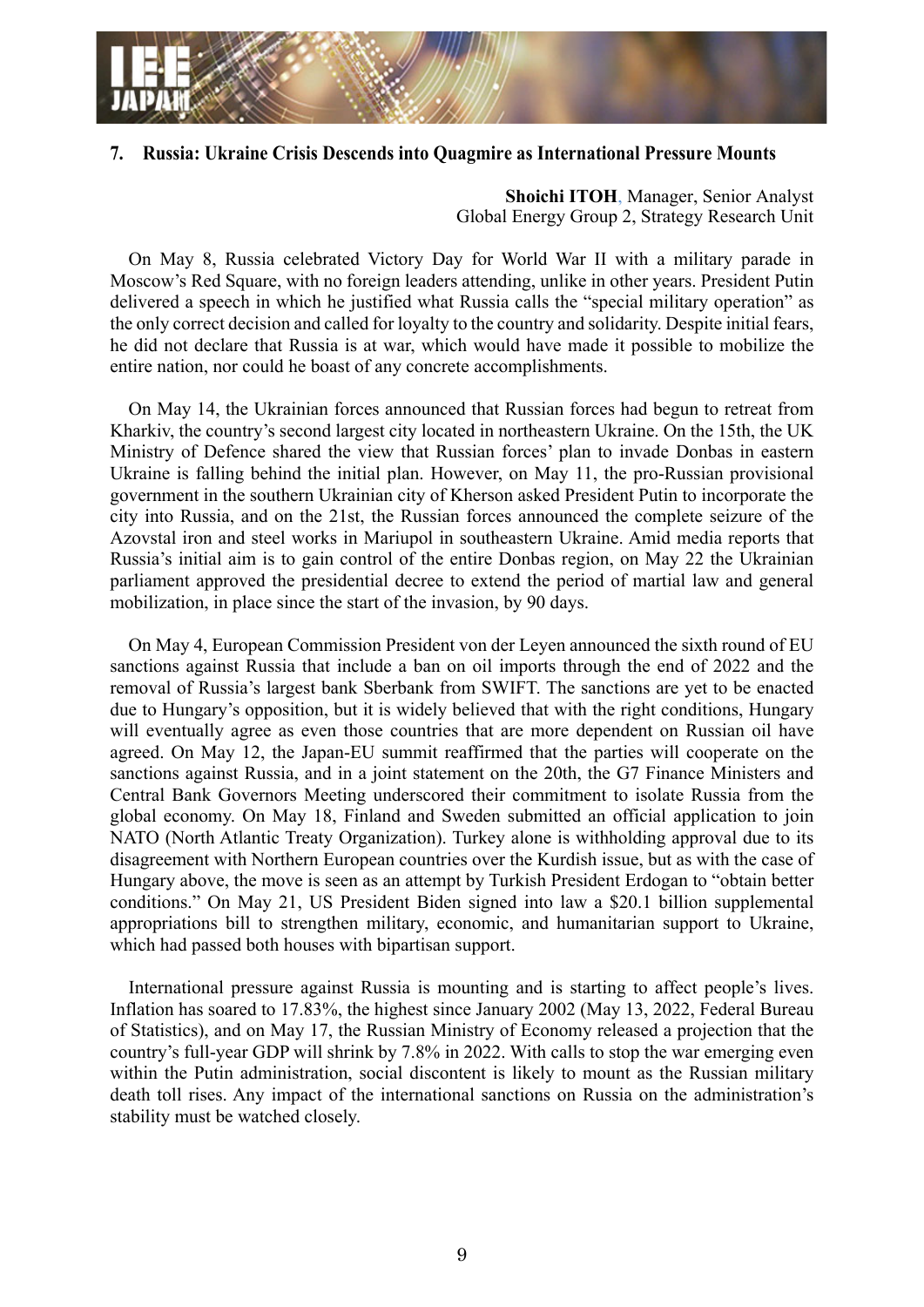## 7. Russia: Ukraine Crisis Descends into Quagmire as International Pressure Mounts

**Shoichi ITOH**, Manager, Senior Analyst
Global Energy Group 2, Strategy Research Unit

On May 8, Russia celebrated Victory Day for World War II with a military parade in Moscow's Red Square, with no foreign leaders attending, unlike in other years. President Putin delivered a speech in which he justified what Russia calls the "special military operation" as the only correct decision and called for loyalty to the country and solidarity. Despite initial fears, he did not declare that Russia is at war, which would have made it possible to mobilize the entire nation, nor could he boast of any concrete accomplishments.

On May 14, the Ukrainian forces announced that Russian forces had begun to retreat from Kharkiv, the country's second largest city located in northeastern Ukraine. On the 15th, the UK Ministry of Defence shared the view that Russian forces' plan to invade Donbas in eastern Ukraine is falling behind the initial plan. However, on May 11, the pro-Russian provisional government in the southern Ukrainian city of Kherson asked President Putin to incorporate the city into Russia, and on the 21st, the Russian forces announced the complete seizure of the Azovstal iron and steel works in Mariupol in southeastern Ukraine. Amid media reports that Russia's initial aim is to gain control of the entire Donbas region, on May 22 the Ukrainian parliament approved the presidential decree to extend the period of martial law and general mobilization, in place since the start of the invasion, by 90 days.

On May 4, European Commission President von der Leyen announced the sixth round of EU sanctions against Russia that include a ban on oil imports through the end of 2022 and the removal of Russia's largest bank Sberbank from SWIFT. The sanctions are yet to be enacted due to Hungary's opposition, but it is widely believed that with the right conditions, Hungary will eventually agree as even those countries that are more dependent on Russian oil have agreed. On May 12, the Japan-EU summit reaffirmed that the parties will cooperate on the sanctions against Russia, and in a joint statement on the 20th, the G7 Finance Ministers and Central Bank Governors Meeting underscored their commitment to isolate Russia from the global economy. On May 18, Finland and Sweden submitted an official application to join NATO (North Atlantic Treaty Organization). Turkey alone is withholding approval due to its disagreement with Northern European countries over the Kurdish issue, but as with the case of Hungary above, the move is seen as an attempt by Turkish President Erdogan to "obtain better conditions." On May 21, US President Biden signed into law a $20.1 billion supplemental appropriations bill to strengthen military, economic, and humanitarian support to Ukraine, which had passed both houses with bipartisan support.

International pressure against Russia is mounting and is starting to affect people's lives. Inflation has soared to 17.83%, the highest since January 2002 (May 13, 2022, Federal Bureau of Statistics), and on May 17, the Russian Ministry of Economy released a projection that the country's full-year GDP will shrink by 7.8% in 2022. With calls to stop the war emerging even within the Putin administration, social discontent is likely to mount as the Russian military death toll rises. Any impact of the international sanctions on Russia on the administration's stability must be watched closely.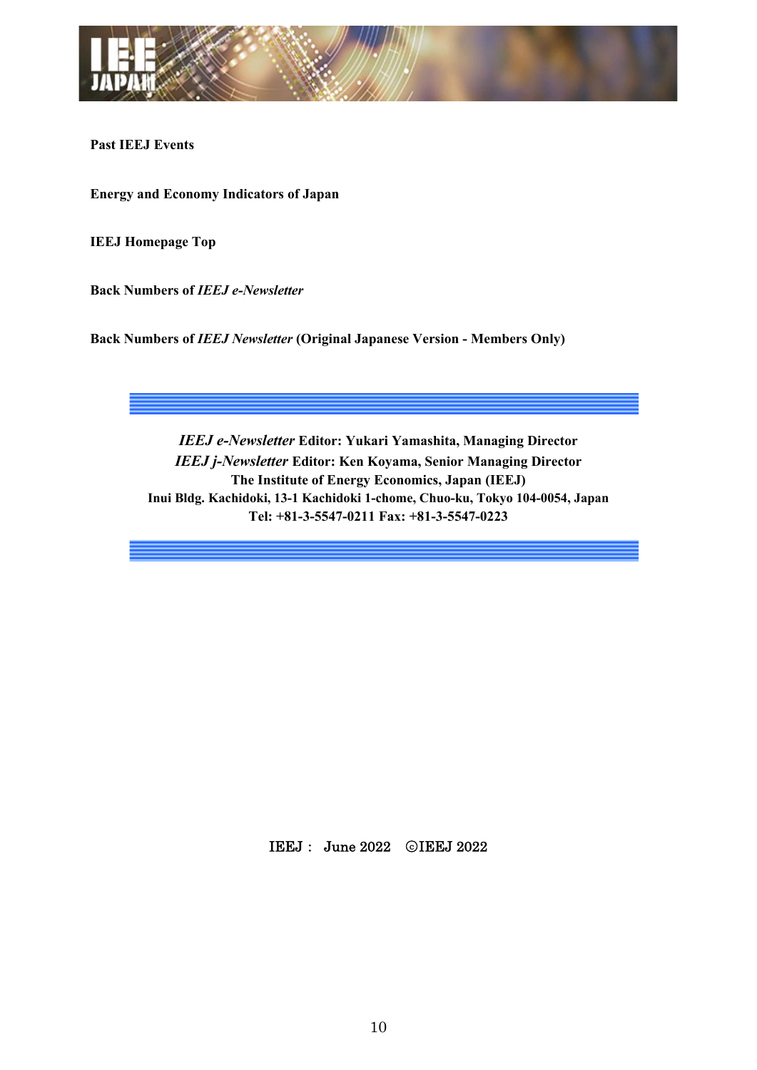**Past IEEJ Events**

**Energy and Economy Indicators of Japan**

**IEEJ Homepage Top**

**Back Numbers of *IEEJ e-Newsletter***

**Back Numbers of *IEEJ Newsletter* (Original Japanese Version - Members Only)**

***IEEJ e-Newsletter* Editor: Yukari Yamashita, Managing Director**
***IEEJ j-Newsletter* Editor: Ken Koyama, Senior Managing Director**
**The Institute of Energy Economics, Japan (IEEJ)**
**Inui Bldg. Kachidoki, 13-1 Kachidoki 1-chome, Chuo-ku, Tokyo 104-0054, Japan**
**Tel: +81-3-5547-0211 Fax: +81-3-5547-0223**